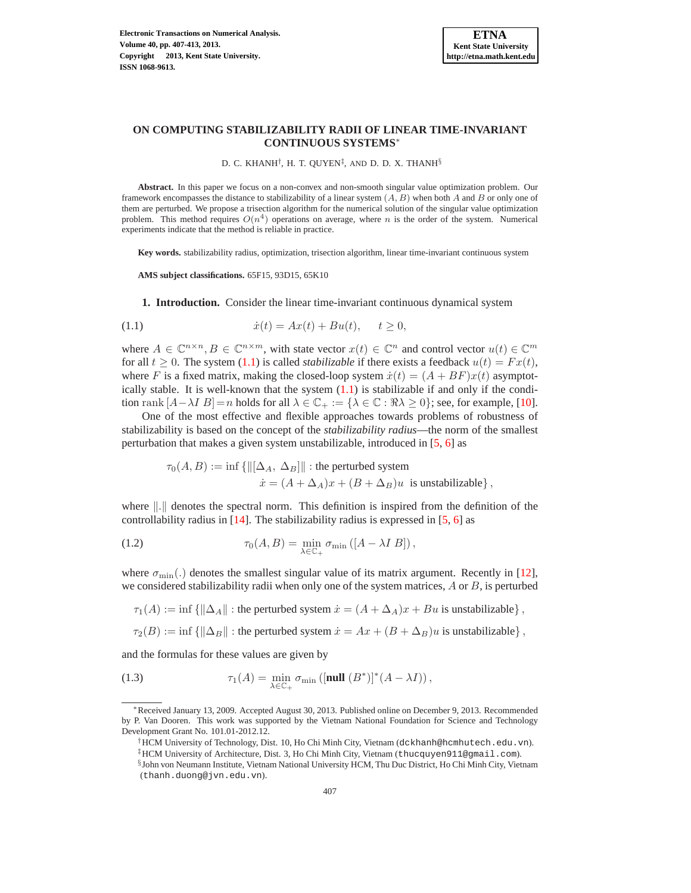# ON COMPUTING STABILIZABILITY RADII OF LINEAR TIME-INVARIANT CONTINUOUS SYSTEMS*

D. C. KHANH[†], H. T. QUYEN[‡], AND D. D. X. THANH[§]

**Abstract.** In this paper we focus on a non-convex and non-smooth singular value optimization problem. Our framework encompasses the distance to stabilizability of a linear system $(A, B)$ when both $A$ and $B$ or only one of them are perturbed. We propose a trisection algorithm for the numerical solution of the singular value optimization problem. This method requires $O(n^4)$ operations on average, where $n$ is the order of the system. Numerical experiments indicate that the method is reliable in practice.

**Key words.** stabilizability radius, optimization, trisection algorithm, linear time-invariant continuous system

**AMS subject classifications.** 65F15, 93D15, 65K10

## 1. Introduction.

Consider the linear time-invariant continuous dynamical system

$$\dot{x}(t) = Ax(t) + Bu(t), \qquad t \geq 0, \tag{1.1}$$

where $A \in \mathbb{C}^{n\times n}, B \in \mathbb{C}^{n\times m}$, with state vector $x(t) \in \mathbb{C}^n$ and control vector $u(t) \in \mathbb{C}^m$ for all $t \geq 0$. The system (1.1) is called *stabilizable* if there exists a feedback $u(t) = Fx(t)$, where $F$ is a fixed matrix, making the closed-loop system $\dot{x}(t) = (A + BF)x(t)$ asymptotically stable. It is well-known that the system (1.1) is stabilizable if and only if the condition $\operatorname{rank}[A-\lambda I\ B]=n$ holds for all $\lambda \in \mathbb{C}_+ := \{\lambda \in \mathbb{C} : \Re\lambda \geq 0\}$; see, for example, [10].

One of the most effective and flexible approaches towards problems of robustness of stabilizability is based on the concept of the *stabilizability radius*—the norm of the smallest perturbation that makes a given system unstabilizable, introduced in [5, 6] as

$$\tau_0(A, B) := \inf\{\|[\Delta_A,\ \Delta_B]\| : \text{the perturbed system } \dot{x} = (A + \Delta_A)x + (B + \Delta_B)u \text{ is unstabilizable}\},$$

where $\|.\|$ denotes the spectral norm. This definition is inspired from the definition of the controllability radius in [14]. The stabilizability radius is expressed in [5, 6] as

$$\tau_0(A, B) = \min_{\lambda\in\mathbb{C}_+} \sigma_{\min}([A - \lambda I\ B]), \tag{1.2}$$

where $\sigma_{\min}(.)$ denotes the smallest singular value of its matrix argument. Recently in [12], we considered stabilizability radii when only one of the system matrices, $A$ or $B$, is perturbed

$$\tau_1(A) := \inf\{\|\Delta_A\| : \text{the perturbed system } \dot{x} = (A + \Delta_A)x + Bu \text{ is unstabilizable}\},$$

$$\tau_2(B) := \inf\{\|\Delta_B\| : \text{the perturbed system } \dot{x} = Ax + (B + \Delta_B)u \text{ is unstabilizable}\},$$

and the formulas for these values are given by

$$\tau_1(A) = \min_{\lambda\in\mathbb{C}_+} \sigma_{\min}([\textbf{null}\ (B^*)]^*(A - \lambda I)), \tag{1.3}$$

---

*Received January 13, 2009. Accepted August 30, 2013. Published online on December 9, 2013. Recommended by P. Van Dooren. This work was supported by the Vietnam National Foundation for Science and Technology Development Grant No. 101.01-2012.12.

[†]HCM University of Technology, Dist. 10, Ho Chi Minh City, Vietnam (dckhanh@hcmhutech.edu.vn).

[‡]HCM University of Architecture, Dist. 3, Ho Chi Minh City, Vietnam (thucquyen911@gmail.com).

[§]John von Neumann Institute, Vietnam National University HCM, Thu Duc District, Ho Chi Minh City, Vietnam (thanh.duong@jvn.edu.vn).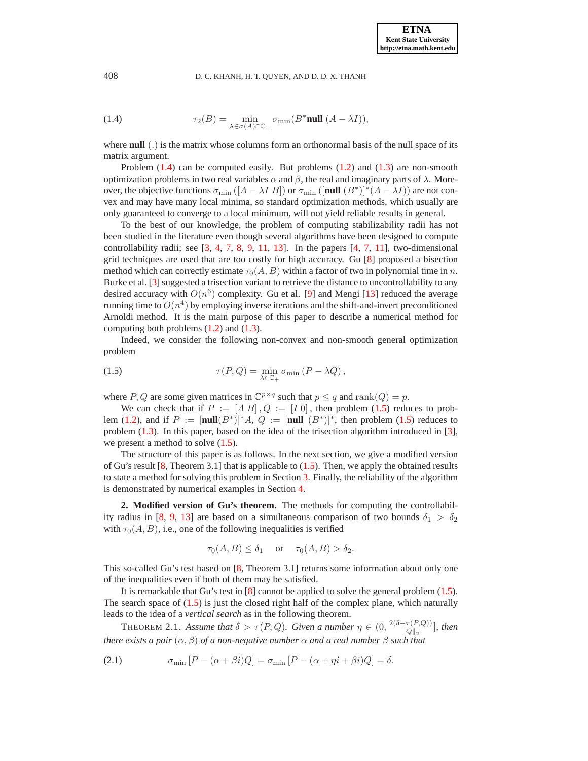$$\tau_2(B) = \min_{\lambda \in \sigma(A) \cap \mathbb{C}_+} \sigma_{\min}(B^* \textbf{null}\,(A - \lambda I)), \tag{1.4}$$

where **null** $(.)$ is the matrix whose columns form an orthonormal basis of the null space of its matrix argument.

Problem (1.4) can be computed easily. But problems (1.2) and (1.3) are non-smooth optimization problems in two real variables $\alpha$ and $\beta$, the real and imaginary parts of $\lambda$. Moreover, the objective functions $\sigma_{\min}([A - \lambda I\ B])$ or $\sigma_{\min}([\textbf{null}\,(B^*)]^*(A - \lambda I))$ are not convex and may have many local minima, so standard optimization methods, which usually are only guaranteed to converge to a local minimum, will not yield reliable results in general.

To the best of our knowledge, the problem of computing stabilizability radii has not been studied in the literature even though several algorithms have been designed to compute controllability radii; see [3, 4, 7, 8, 9, 11, 13]. In the papers [4, 7, 11], two-dimensional grid techniques are used that are too costly for high accuracy. Gu [8] proposed a bisection method which can correctly estimate $\tau_0(A, B)$ within a factor of two in polynomial time in $n$. Burke et al. [3] suggested a trisection variant to retrieve the distance to uncontrollability to any desired accuracy with $O(n^6)$ complexity. Gu et al. [9] and Mengi [13] reduced the average running time to $O(n^4)$ by employing inverse iterations and the shift-and-invert preconditioned Arnoldi method. It is the main purpose of this paper to describe a numerical method for computing both problems (1.2) and (1.3).

Indeed, we consider the following non-convex and non-smooth general optimization problem

$$\tau(P, Q) = \min_{\lambda \in \mathbb{C}_+} \sigma_{\min}(P - \lambda Q), \tag{1.5}$$

where $P, Q$ are some given matrices in $\mathbb{C}^{p \times q}$ such that $p \leq q$ and $\operatorname{rank}(Q) = p$.

We can check that if $P := [A\ B], Q := [I\ 0]$, then problem (1.5) reduces to problem (1.2), and if $P := [\textbf{null}(B^*)]^* A$, $Q := [\textbf{null}\ (B^*)]^*$, then problem (1.5) reduces to problem (1.3). In this paper, based on the idea of the trisection algorithm introduced in [3], we present a method to solve (1.5).

The structure of this paper is as follows. In the next section, we give a modified version of Gu's result [8, Theorem 3.1] that is applicable to (1.5). Then, we apply the obtained results to state a method for solving this problem in Section 3. Finally, the reliability of the algorithm is demonstrated by numerical examples in Section 4.

## 2. Modified version of Gu's theorem.

The methods for computing the controllability radius in [8, 9, 13] are based on a simultaneous comparison of two bounds $\delta_1 > \delta_2$ with $\tau_0(A, B)$, i.e., one of the following inequalities is verified

$$\tau_0(A, B) \leq \delta_1 \quad \text{or} \quad \tau_0(A, B) > \delta_2.$$

This so-called Gu's test based on [8, Theorem 3.1] returns some information about only one of the inequalities even if both of them may be satisfied.

It is remarkable that Gu's test in [8] cannot be applied to solve the general problem (1.5). The search space of (1.5) is just the closed right half of the complex plane, which naturally leads to the idea of a *vertical search* as in the following theorem.

THEOREM 2.1. *Assume that $\delta > \tau(P, Q)$. Given a number $\eta \in (0, \frac{2(\delta - \tau(P,Q))}{\|Q\|_2}]$, then there exists a pair $(\alpha, \beta)$ of a non-negative number $\alpha$ and a real number $\beta$ such that*

$$\sigma_{\min}[P - (\alpha + \beta i)Q] = \sigma_{\min}[P - (\alpha + \eta i + \beta i)Q] = \delta. \tag{2.1}$$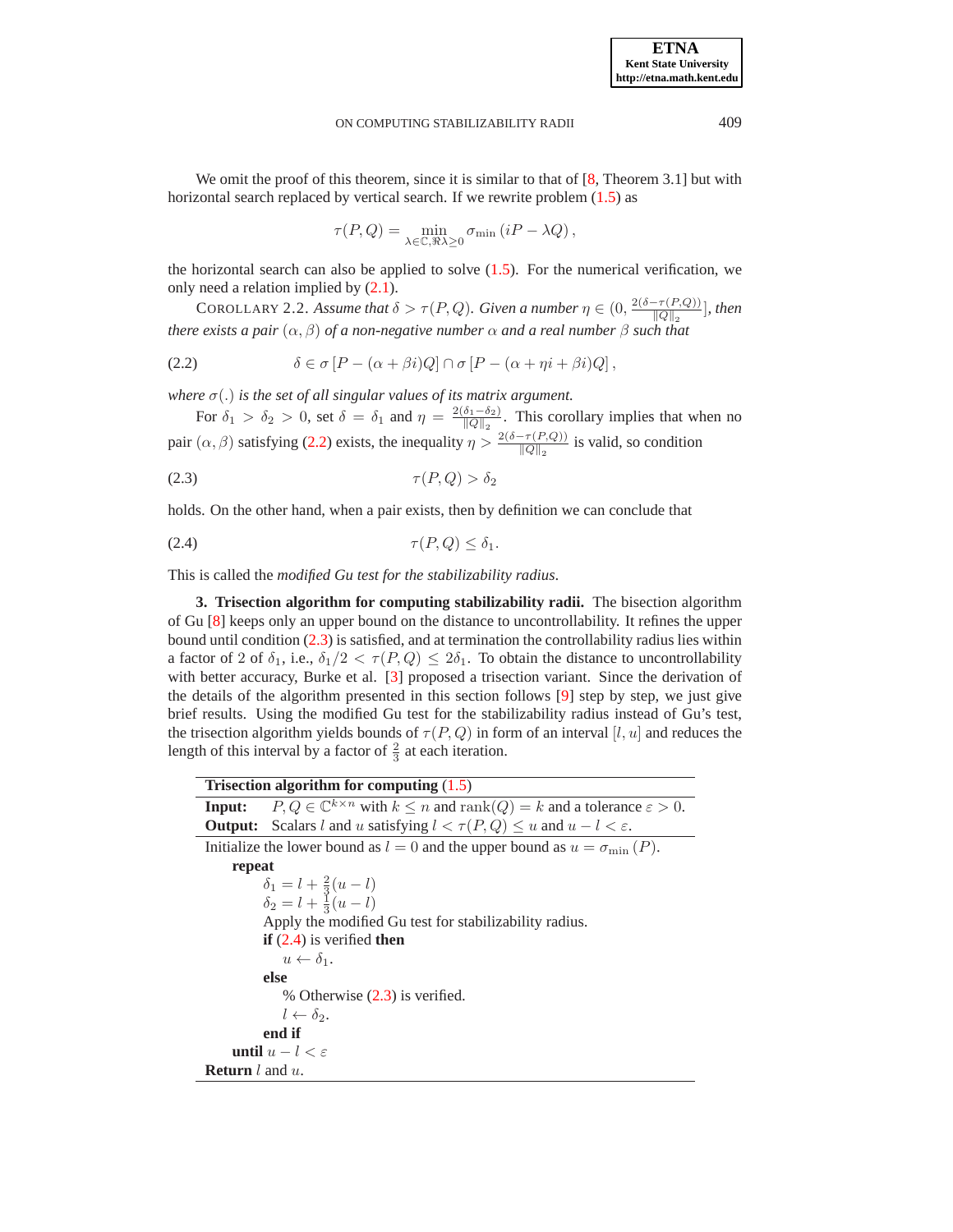We omit the proof of this theorem, since it is similar to that of [8, Theorem 3.1] but with horizontal search replaced by vertical search. If we rewrite problem (1.5) as

$$\tau(P,Q) = \min_{\lambda \in \mathbb{C}, \Re\lambda \geq 0} \sigma_{\min}\left(iP - \lambda Q\right),$$

the horizontal search can also be applied to solve (1.5). For the numerical verification, we only need a relation implied by (2.1).

COROLLARY 2.2. *Assume that $\delta > \tau(P,Q)$. Given a number $\eta \in (0, \frac{2(\delta - \tau(P,Q))}{\|Q\|_2}]$, then there exists a pair $(\alpha, \beta)$ of a non-negative number $\alpha$ and a real number $\beta$ such that*

$$\delta \in \sigma\left[P - (\alpha + \beta i)Q\right] \cap \sigma\left[P - (\alpha + \eta i + \beta i)Q\right], \tag{2.2}$$

*where $\sigma(.)$ is the set of all singular values of its matrix argument.*

For $\delta_1 > \delta_2 > 0$, set $\delta = \delta_1$ and $\eta = \frac{2(\delta_1 - \delta_2)}{\|Q\|_2}$. This corollary implies that when no pair $(\alpha, \beta)$ satisfying (2.2) exists, the inequality $\eta > \frac{2(\delta - \tau(P,Q))}{\|Q\|_2}$ is valid, so condition

$$\tau(P,Q) > \delta_2 \tag{2.3}$$

holds. On the other hand, when a pair exists, then by definition we can conclude that

$$\tau(P,Q) \leq \delta_1. \tag{2.4}$$

This is called the *modified Gu test for the stabilizability radius*.

**3. Trisection algorithm for computing stabilizability radii.** The bisection algorithm of Gu [8] keeps only an upper bound on the distance to uncontrollability. It refines the upper bound until condition (2.3) is satisfied, and at termination the controllability radius lies within a factor of 2 of $\delta_1$, i.e., $\delta_1/2 < \tau(P,Q) \leq 2\delta_1$. To obtain the distance to uncontrollability with better accuracy, Burke et al. [3] proposed a trisection variant. Since the derivation of the details of the algorithm presented in this section follows [9] step by step, we just give brief results. Using the modified Gu test for the stabilizability radius instead of Gu's test, the trisection algorithm yields bounds of $\tau(P,Q)$ in form of an interval $[l,u]$ and reduces the length of this interval by a factor of $\frac{2}{3}$ at each iteration.

---

**Trisection algorithm for computing (1.5)**

---

**Input:** $P, Q \in \mathbb{C}^{k \times n}$ with $k \leq n$ and $\operatorname{rank}(Q) = k$ and a tolerance $\varepsilon > 0$.
**Output:** Scalars $l$ and $u$ satisfying $l < \tau(P,Q) \leq u$ and $u - l < \varepsilon$.

---

Initialize the lower bound as $l = 0$ and the upper bound as $u = \sigma_{\min}(P)$.
**repeat**
  $\delta_1 = l + \frac{2}{3}(u - l)$
  $\delta_2 = l + \frac{1}{3}(u - l)$
  Apply the modified Gu test for stabilizability radius.
  **if** (2.4) is verified **then**
    $u \leftarrow \delta_1$.
  **else**
    % Otherwise (2.3) is verified.
    $l \leftarrow \delta_2$.
  **end if**
**until** $u - l < \varepsilon$
**Return** $l$ and $u$.

---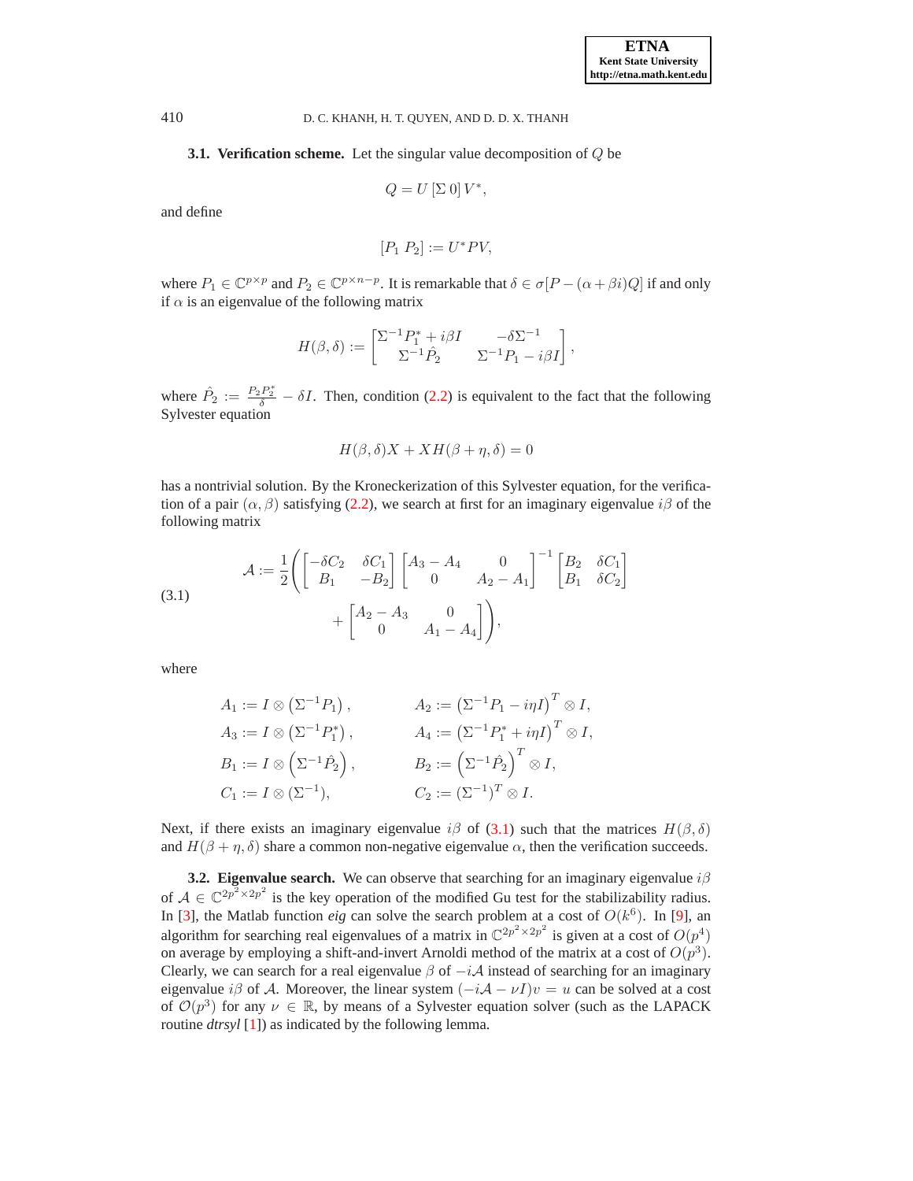**3.1. Verification scheme.** Let the singular value decomposition of $Q$ be

$$Q = U\,[\Sigma\ 0]\,V^*,$$

and define

$$[P_1\ P_2] := U^* P V,$$

where $P_1 \in \mathbb{C}^{p\times p}$ and $P_2 \in \mathbb{C}^{p\times n-p}$. It is remarkable that $\delta \in \sigma[P - (\alpha+\beta i)Q]$ if and only if $\alpha$ is an eigenvalue of the following matrix

$$H(\beta,\delta) := \begin{bmatrix} \Sigma^{-1}P_1^* + i\beta I & -\delta\Sigma^{-1} \\ \Sigma^{-1}\hat{P}_2 & \Sigma^{-1}P_1 - i\beta I \end{bmatrix},$$

where $\hat{P}_2 := \frac{P_2 P_2^*}{\delta} - \delta I$. Then, condition (2.2) is equivalent to the fact that the following Sylvester equation

$$H(\beta,\delta)X + XH(\beta+\eta,\delta) = 0$$

has a nontrivial solution. By the Kroneckerization of this Sylvester equation, for the verification of a pair $(\alpha,\beta)$ satisfying (2.2), we search at first for an imaginary eigenvalue $i\beta$ of the following matrix

$$\mathcal{A} := \frac{1}{2}\left(\begin{bmatrix} -\delta C_2 & \delta C_1 \\ B_1 & -B_2 \end{bmatrix}\begin{bmatrix} A_3 - A_4 & 0 \\ 0 & A_2 - A_1 \end{bmatrix}^{-1}\begin{bmatrix} B_2 & \delta C_1 \\ B_1 & \delta C_2 \end{bmatrix} + \begin{bmatrix} A_2 - A_3 & 0 \\ 0 & A_1 - A_4 \end{bmatrix}\right), \tag{3.1}$$

where

$$\begin{aligned}
A_1 &:= I \otimes \left(\Sigma^{-1}P_1\right), & A_2 &:= \left(\Sigma^{-1}P_1 - i\eta I\right)^T \otimes I,\\
A_3 &:= I \otimes \left(\Sigma^{-1}P_1^*\right), & A_4 &:= \left(\Sigma^{-1}P_1^* + i\eta I\right)^T \otimes I,\\
B_1 &:= I \otimes \left(\Sigma^{-1}\hat{P}_2\right), & B_2 &:= \left(\Sigma^{-1}\hat{P}_2\right)^T \otimes I,\\
C_1 &:= I \otimes (\Sigma^{-1}), & C_2 &:= (\Sigma^{-1})^T \otimes I.
\end{aligned}$$

Next, if there exists an imaginary eigenvalue $i\beta$ of (3.1) such that the matrices $H(\beta,\delta)$ and $H(\beta+\eta,\delta)$ share a common non-negative eigenvalue $\alpha$, then the verification succeeds.

**3.2. Eigenvalue search.** We can observe that searching for an imaginary eigenvalue $i\beta$ of $\mathcal{A} \in \mathbb{C}^{2p^2\times 2p^2}$ is the key operation of the modified Gu test for the stabilizability radius. In [3], the Matlab function *eig* can solve the search problem at a cost of $O(k^6)$. In [9], an algorithm for searching real eigenvalues of a matrix in $\mathbb{C}^{2p^2\times 2p^2}$ is given at a cost of $O(p^4)$ on average by employing a shift-and-invert Arnoldi method of the matrix at a cost of $O(p^3)$. Clearly, we can search for a real eigenvalue $\beta$ of $-i\mathcal{A}$ instead of searching for an imaginary eigenvalue $i\beta$ of $\mathcal{A}$. Moreover, the linear system $(-i\mathcal{A} - \nu I)v = u$ can be solved at a cost of $\mathcal{O}(p^3)$ for any $\nu \in \mathbb{R}$, by means of a Sylvester equation solver (such as the LAPACK routine *dtrsyl* [1]) as indicated by the following lemma.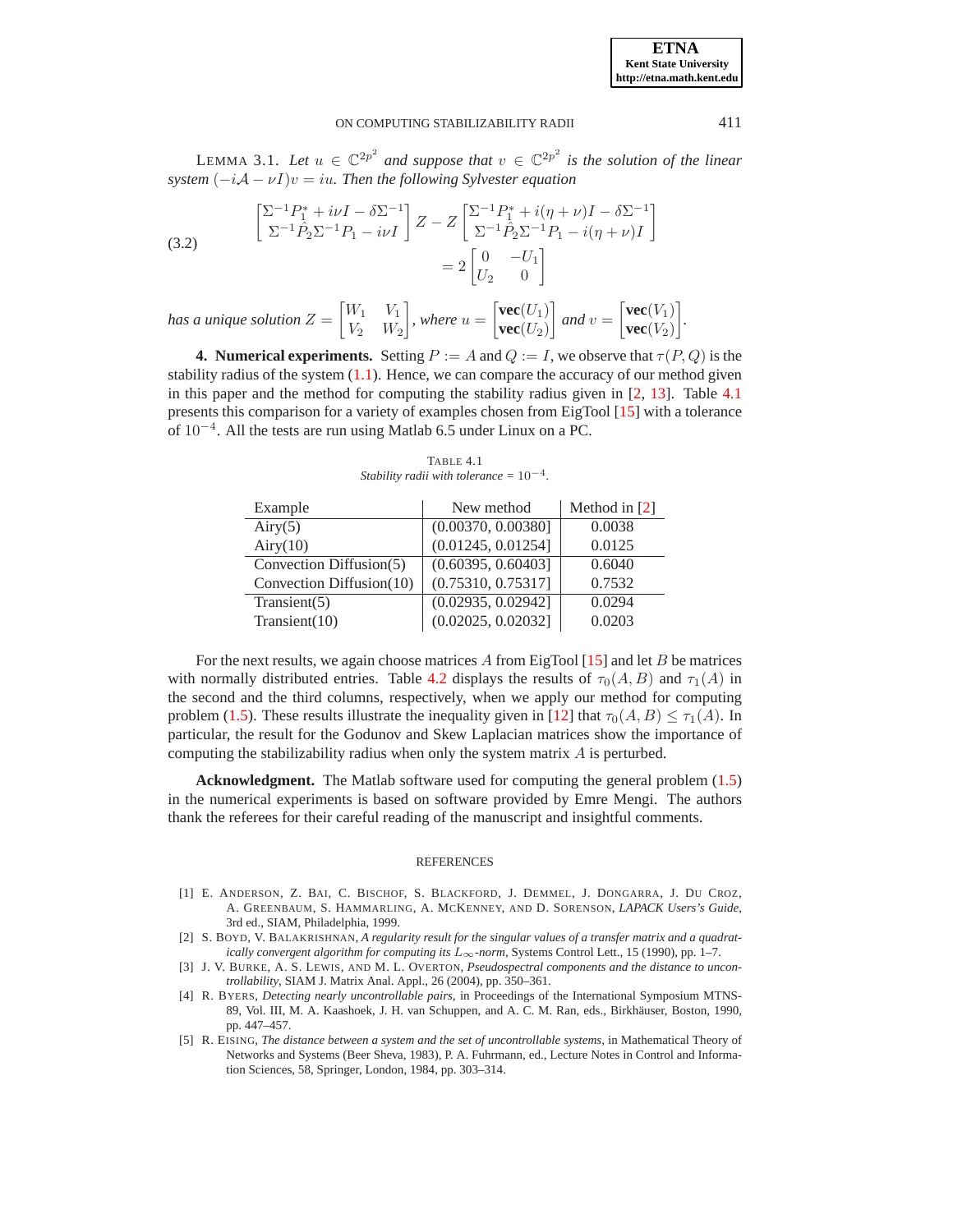LEMMA 3.1. *Let $u \in \mathbb{C}^{2p^2}$ and suppose that $v \in \mathbb{C}^{2p^2}$ is the solution of the linear system $(-i\mathcal{A} - \nu I)v = iu$. Then the following Sylvester equation*

$$
\begin{bmatrix} \Sigma^{-1}P_1^* + i\nu I - \delta\Sigma^{-1} \\ \Sigma^{-1}\hat{P}_2\Sigma^{-1}P_1 - i\nu I \end{bmatrix} Z - Z \begin{bmatrix} \Sigma^{-1}P_1^* + i(\eta+\nu)I - \delta\Sigma^{-1} \\ \Sigma^{-1}\hat{P}_2\Sigma^{-1}P_1 - i(\eta+\nu)I \end{bmatrix} = 2\begin{bmatrix} 0 & -U_1 \\ U_2 & 0 \end{bmatrix} \tag{3.2}
$$

*has a unique solution $Z = \begin{bmatrix} W_1 & V_1 \\ V_2 & W_2 \end{bmatrix}$, where $u = \begin{bmatrix} \mathbf{vec}(U_1) \\ \mathbf{vec}(U_2) \end{bmatrix}$ and $v = \begin{bmatrix} \mathbf{vec}(V_1) \\ \mathbf{vec}(V_2) \end{bmatrix}$.*

**4. Numerical experiments.** Setting $P := A$ and $Q := I$, we observe that $\tau(P,Q)$ is the stability radius of the system (1.1). Hence, we can compare the accuracy of our method given in this paper and the method for computing the stability radius given in [2, 13]. Table 4.1 presents this comparison for a variety of examples chosen from EigTool [15] with a tolerance of $10^{-4}$. All the tests are run using Matlab 6.5 under Linux on a PC.

TABLE 4.1
*Stability radii with tolerance* = $10^{-4}$.

| Example | New method | Method in [2] |
|---|---|---|
| Airy(5) | (0.00370, 0.00380] | 0.0038 |
| Airy(10) | (0.01245, 0.01254] | 0.0125 |
| Convection Diffusion(5) | (0.60395, 0.60403] | 0.6040 |
| Convection Diffusion(10) | (0.75310, 0.75317] | 0.7532 |
| Transient(5) | (0.02935, 0.02942] | 0.0294 |
| Transient(10) | (0.02025, 0.02032] | 0.0203 |

For the next results, we again choose matrices $A$ from EigTool [15] and let $B$ be matrices with normally distributed entries. Table 4.2 displays the results of $\tau_0(A,B)$ and $\tau_1(A)$ in the second and the third columns, respectively, when we apply our method for computing problem (1.5). These results illustrate the inequality given in [12] that $\tau_0(A,B) \le \tau_1(A)$. In particular, the result for the Godunov and Skew Laplacian matrices show the importance of computing the stabilizability radius when only the system matrix $A$ is perturbed.

**Acknowledgment.** The Matlab software used for computing the general problem (1.5) in the numerical experiments is based on software provided by Emre Mengi. The authors thank the referees for their careful reading of the manuscript and insightful comments.

REFERENCES

[1] E. ANDERSON, Z. BAI, C. BISCHOF, S. BLACKFORD, J. DEMMEL, J. DONGARRA, J. DU CROZ, A. GREENBAUM, S. HAMMARLING, A. MCKENNEY, AND D. SORENSON, *LAPACK Users's Guide*, 3rd ed., SIAM, Philadelphia, 1999.

[2] S. BOYD, V. BALAKRISHNAN, *A regularity result for the singular values of a transfer matrix and a quadratically convergent algorithm for computing its $L_\infty$-norm*, Systems Control Lett., 15 (1990), pp. 1–7.

[3] J. V. BURKE, A. S. LEWIS, AND M. L. OVERTON, *Pseudospectral components and the distance to uncontrollability*, SIAM J. Matrix Anal. Appl., 26 (2004), pp. 350–361.

[4] R. BYERS, *Detecting nearly uncontrollable pairs*, in Proceedings of the International Symposium MTNS-89, Vol. III, M. A. Kaashoek, J. H. van Schuppen, and A. C. M. Ran, eds., Birkhäuser, Boston, 1990, pp. 447–457.

[5] R. EISING, *The distance between a system and the set of uncontrollable systems*, in Mathematical Theory of Networks and Systems (Beer Sheva, 1983), P. A. Fuhrmann, ed., Lecture Notes in Control and Information Sciences, 58, Springer, London, 1984, pp. 303–314.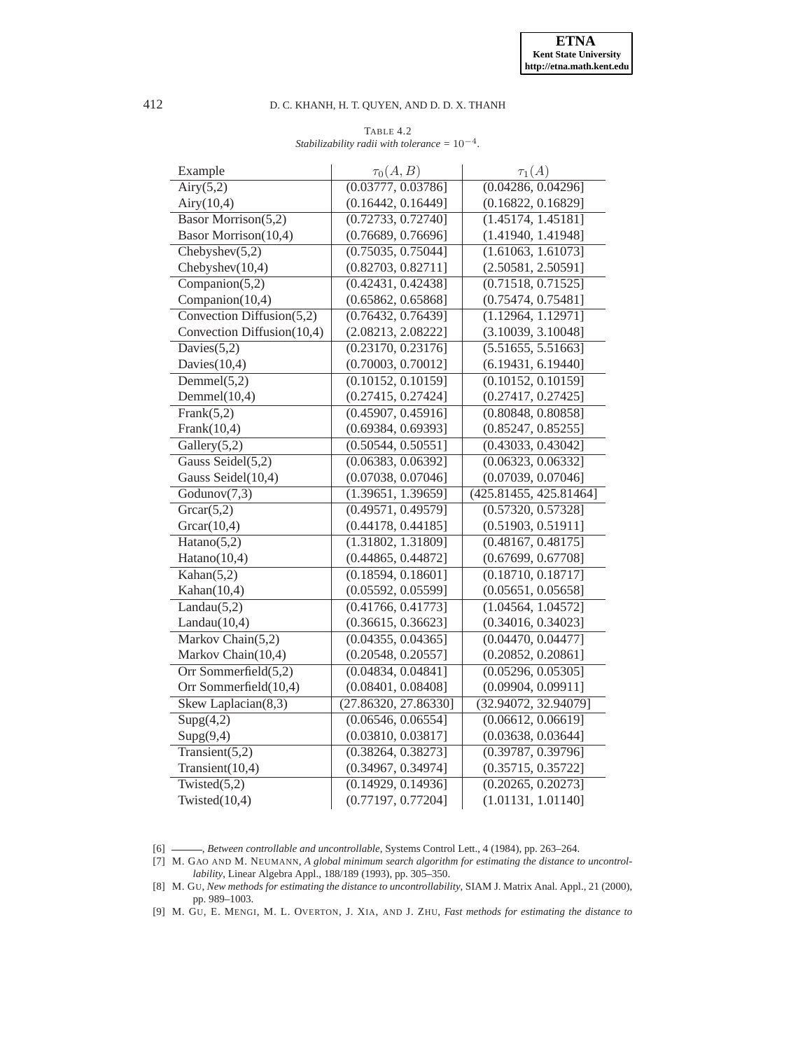TABLE 4.2
*Stabilizability radii with tolerance = $10^{-4}$.*

| Example | $\tau_0(A, B)$ | $\tau_1(A)$ |
|---|---|---|
| Airy(5,2) | (0.03777, 0.03786] | (0.04286, 0.04296] |
| Airy(10,4) | (0.16442, 0.16449] | (0.16822, 0.16829] |
| Basor Morrison(5,2) | (0.72733, 0.72740] | (1.45174, 1.45181] |
| Basor Morrison(10,4) | (0.76689, 0.76696] | (1.41940, 1.41948] |
| Chebyshev(5,2) | (0.75035, 0.75044] | (1.61063, 1.61073] |
| Chebyshev(10,4) | (0.82703, 0.82711] | (2.50581, 2.50591] |
| Companion(5,2) | (0.42431, 0.42438] | (0.71518, 0.71525] |
| Companion(10,4) | (0.65862, 0.65868] | (0.75474, 0.75481] |
| Convection Diffusion(5,2) | (0.76432, 0.76439] | (1.12964, 1.12971] |
| Convection Diffusion(10,4) | (2.08213, 2.08222] | (3.10039, 3.10048] |
| Davies(5,2) | (0.23170, 0.23176] | (5.51655, 5.51663] |
| Davies(10,4) | (0.70003, 0.70012] | (6.19431, 6.19440] |
| Demmel(5,2) | (0.10152, 0.10159] | (0.10152, 0.10159] |
| Demmel(10,4) | (0.27415, 0.27424] | (0.27417, 0.27425] |
| Frank(5,2) | (0.45907, 0.45916] | (0.80848, 0.80858] |
| Frank(10,4) | (0.69384, 0.69393] | (0.85247, 0.85255] |
| Gallery(5,2) | (0.50544, 0.50551] | (0.43033, 0.43042] |
| Gauss Seidel(5,2) | (0.06383, 0.06392] | (0.06323, 0.06332] |
| Gauss Seidel(10,4) | (0.07038, 0.07046] | (0.07039, 0.07046] |
| Godunov(7,3) | (1.39651, 1.39659] | (425.81455, 425.81464] |
| Grcar(5,2) | (0.49571, 0.49579] | (0.57320, 0.57328] |
| Grcar(10,4) | (0.44178, 0.44185] | (0.51903, 0.51911] |
| Hatano(5,2) | (1.31802, 1.31809] | (0.48167, 0.48175] |
| Hatano(10,4) | (0.44865, 0.44872] | (0.67699, 0.67708] |
| Kahan(5,2) | (0.18594, 0.18601] | (0.18710, 0.18717] |
| Kahan(10,4) | (0.05592, 0.05599] | (0.05651, 0.05658] |
| Landau(5,2) | (0.41766, 0.41773] | (1.04564, 1.04572] |
| Landau(10,4) | (0.36615, 0.36623] | (0.34016, 0.34023] |
| Markov Chain(5,2) | (0.04355, 0.04365] | (0.04470, 0.04477] |
| Markov Chain(10,4) | (0.20548, 0.20557] | (0.20852, 0.20861] |
| Orr Sommerfield(5,2) | (0.04834, 0.04841] | (0.05296, 0.05305] |
| Orr Sommerfield(10,4) | (0.08401, 0.08408] | (0.09904, 0.09911] |
| Skew Laplacian(8,3) | (27.86320, 27.86330] | (32.94072, 32.94079] |
| Supg(4,2) | (0.06546, 0.06554] | (0.06612, 0.06619] |
| Supg(9,4) | (0.03810, 0.03817] | (0.03638, 0.03644] |
| Transient(5,2) | (0.38264, 0.38273] | (0.39787, 0.39796] |
| Transient(10,4) | (0.34967, 0.34974] | (0.35715, 0.35722] |
| Twisted(5,2) | (0.14929, 0.14936] | (0.20265, 0.20273] |
| Twisted(10,4) | (0.77197, 0.77204] | (1.01131, 1.01140] |

[6] ———, *Between controllable and uncontrollable*, Systems Control Lett., 4 (1984), pp. 263–264.

[7] M. GAO AND M. NEUMANN, *A global minimum search algorithm for estimating the distance to uncontrollability*, Linear Algebra Appl., 188/189 (1993), pp. 305–350.

[8] M. GU, *New methods for estimating the distance to uncontrollability*, SIAM J. Matrix Anal. Appl., 21 (2000), pp. 989–1003.

[9] M. GU, E. MENGI, M. L. OVERTON, J. XIA, AND J. ZHU, *Fast methods for estimating the distance to*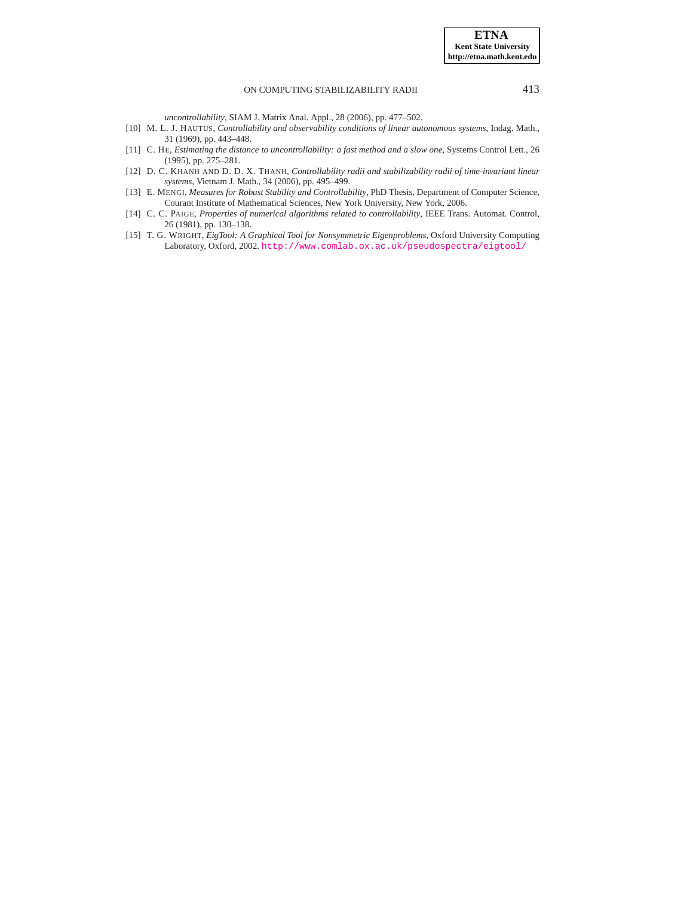*uncontrollability*, SIAM J. Matrix Anal. Appl., 28 (2006), pp. 477–502.

[10] M. L. J. HAUTUS, *Controllability and observability conditions of linear autonomous systems*, Indag. Math., 31 (1969), pp. 443–448.

[11] C. HE, *Estimating the distance to uncontrollability: a fast method and a slow one*, Systems Control Lett., 26 (1995), pp. 275–281.

[12] D. C. KHANH AND D. D. X. THANH, *Controllability radii and stabilizability radii of time-invariant linear systems*, Vietnam J. Math., 34 (2006), pp. 495–499.

[13] E. MENGI, *Measures for Robust Stability and Controllability*, PhD Thesis, Department of Computer Science, Courant Institute of Mathematical Sciences, New York University, New York, 2006.

[14] C. C. PAIGE, *Properties of numerical algorithms related to controllability*, IEEE Trans. Automat. Control, 26 (1981), pp. 130–138.

[15] T. G. WRIGHT, *EigTool: A Graphical Tool for Nonsymmetric Eigenproblems*, Oxford University Computing Laboratory, Oxford, 2002. http://www.comlab.ox.ac.uk/pseudospectra/eigtool/